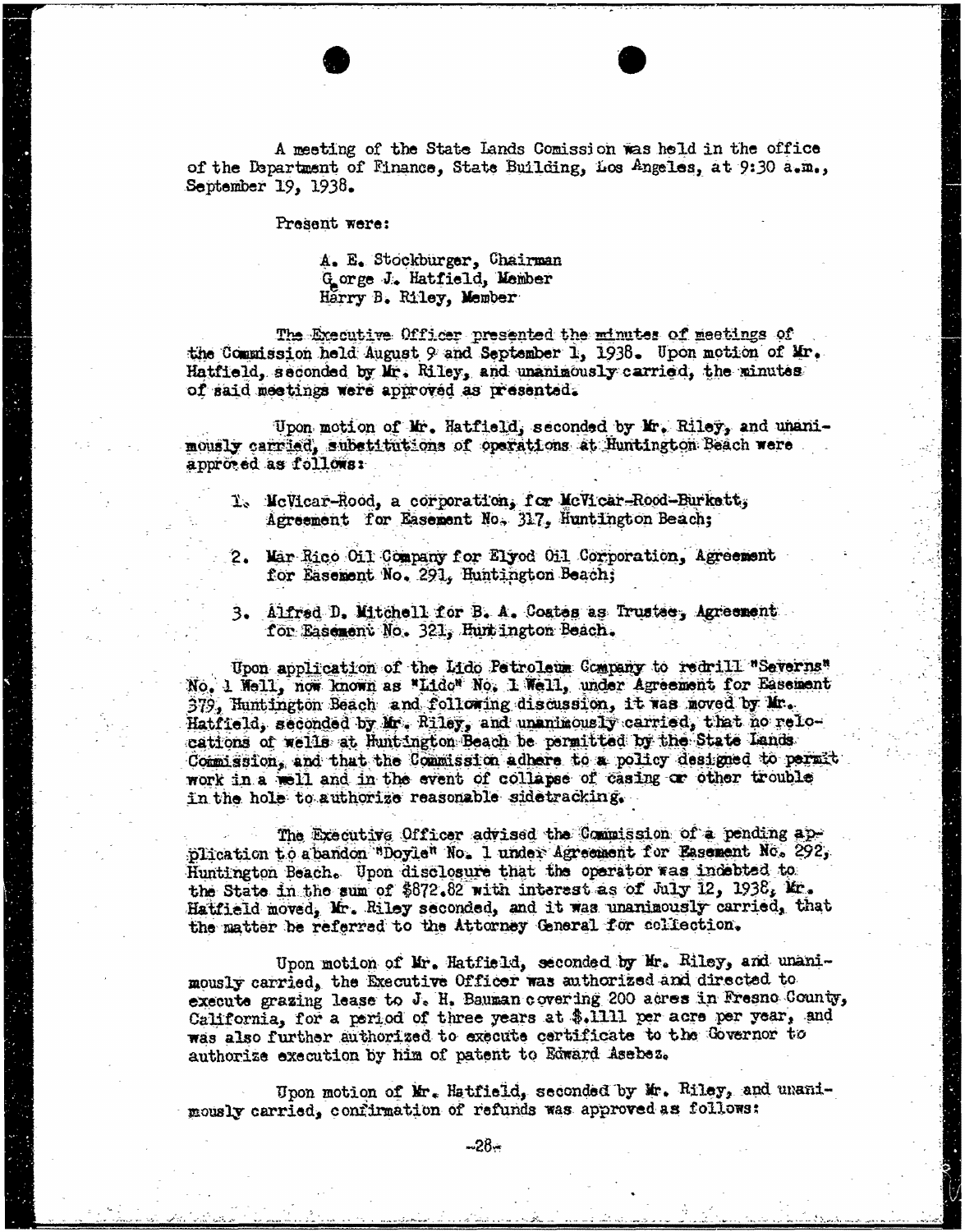A meeting of the State Lands Comission was held in the office of the Department of Finance, State Building, Los Angeles, at 9:30 a.m., September 19, 1938.

Present were:

A. E. Stockburger, Chairman
George J. Hatfield, Member
Harry B. Riley, Member

The Executive Officer presented the minutes of meetings of the Commission held August 9 and September 1, 1938. Upon motion of Mr. Hatfield, seconded by Mr. Riley, and unanimously carried, the minutes of said meetings were approved as presented.

Upon motion of Mr. Hatfield, seconded by Mr. Riley, and unanimously carried, substitutions of operations at Huntington Beach were approved as follows:

1. McVicar-Rood, a corporation, for McVicar-Rood-Burkett, Agreement for Easement No. 317, Huntington Beach;

2. Mar Rico Oil Company for Elyod Oil Corporation, Agreement for Easement No. 291, Huntington Beach;

3. Alfred D. Mitchell for B. A. Coates as Trustee, Agreement for Easement No. 321, Huntington Beach.

Upon application of the Lido Petroleum Company to redrill "Severns" No. 1 Well, now known as "Lido" No. 1 Well, under Agreement for Easement 379, Huntington Beach and following discussion, it was moved by Mr. Hatfield, seconded by Mr. Riley, and unanimously carried, that no relocations of wells at Huntington Beach be permitted by the State Lands Commission, and that the Commission adhere to a policy designed to permit work in a well and in the event of collapse of casing or other trouble in the hole to authorize reasonable sidetracking.

The Executive Officer advised the Commission of a pending application to abandon "Doyle" No. 1 under Agreement for Easement No. 292, Huntington Beach. Upon disclosure that the operator was indebted to the State in the sum of $872.82 with interest as of July 12, 1938, Mr. Hatfield moved, Mr. Riley seconded, and it was unanimously carried, that the matter be referred to the Attorney General for collection.

Upon motion of Mr. Hatfield, seconded by Mr. Riley, and unanimously carried, the Executive Officer was authorized and directed to execute grazing lease to J. H. Bauman covering 200 acres in Fresno County, California, for a period of three years at $.1111 per acre per year, and was also further authorized to execute certificate to the Governor to authorize execution by him of patent to Edward Asebez.

Upon motion of Mr. Hatfield, seconded by Mr. Riley, and unanimously carried, confirmation of refunds was approved as follows: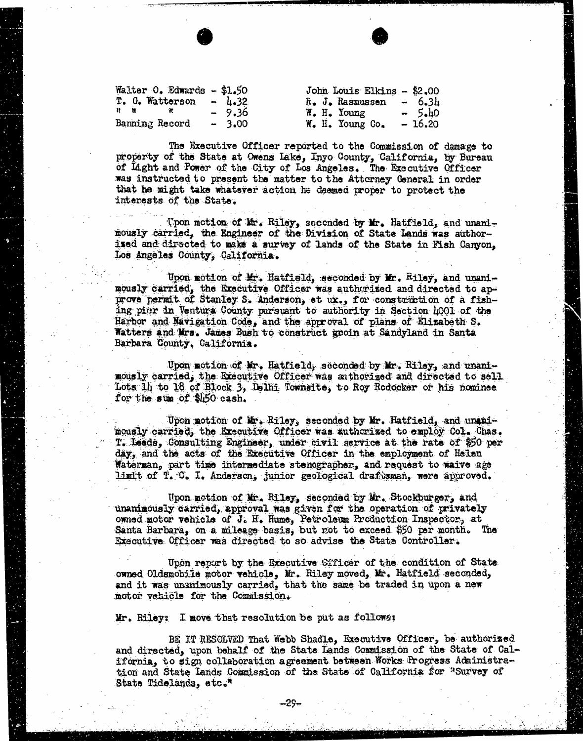| | | | |
|---|---|---|---|
| Walter O. Edwards | - $1.50 | John Louis Elkins | - $2.00 |
| T. G. Watterson | - 4.32 | R. J. Rasmussen | - 6.34 |
| " " | - 9.36 | W. H. Young | - 5.40 |
| Banning Record | - 3.00 | W. H. Young Co. | - 16.20 |

The Executive Officer reported to the Commission of damage to property of the State at Owens Lake, Inyo County, California, by Bureau of Light and Power of the City of Los Angeles. The Executive Officer was instructed to present the matter to the Attorney General in order that he might take whatever action he deemed proper to protect the interests of the State.

Upon motion of Mr. Riley, seconded by Mr. Hatfield, and unanimously carried, the Engineer of the Division of State Lands was authorized and directed to make a survey of lands of the State in Fish Canyon, Los Angeles County, California.

Upon motion of Mr. Hatfield, seconded by Mr. Riley, and unanimously carried, the Executive Officer was authorized and directed to approve permit of Stanley S. Anderson, et ux., for construction of a fishing pier in Ventura County pursuant to authority in Section 4001 of the Harbor and Navigation Code, and the approval of plans of Elizabeth S. Watters and Mrs. James Bush to construct groin at Sandyland in Santa Barbara County, California.

Upon motion of Mr. Hatfield, seconded by Mr. Riley, and unanimously carried, the Executive Officer was authorized and directed to sell Lots 14 to 18 of Block 3, Delhi Townsite, to Roy Rodocker or his nominee for the sum of $450 cash.

Upon motion of Mr. Riley, seconded by Mr. Hatfield, and unanimously carried, the Executive Officer was authorized to employ Col. Chas. T. Leeds, Consulting Engineer, under civil service at the rate of $50 per day, and the acts of the Executive Officer in the employment of Helen Waterman, part time intermediate stenographer, and request to waive age limit of T. C. I. Anderson, junior geological draftsman, were approved.

Upon motion of Mr. Riley, seconded by Mr. Stockburger, and unanimously carried, approval was given for the operation of privately owned motor vehicle of J. H. Hume, Petroleum Production Inspector, at Santa Barbara, on a mileage basis, but not to exceed $50 per month. The Executive Officer was directed to so advise the State Controller.

Upon report by the Executive Officer of the condition of State owned Oldsmobile motor vehicle, Mr. Riley moved, Mr. Hatfield seconded, and it was unanimously carried, that the same be traded in upon a new motor vehicle for the Commission.

Mr. Riley: I move that resolution be put as follows:

BE IT RESOLVED That Webb Shadle, Executive Officer, be authorized and directed, upon behalf of the State Lands Commission of the State of California, to sign collaboration agreement between Works Progress Administration and State Lands Commission of the State of California for "Survey of State Tidelands, etc."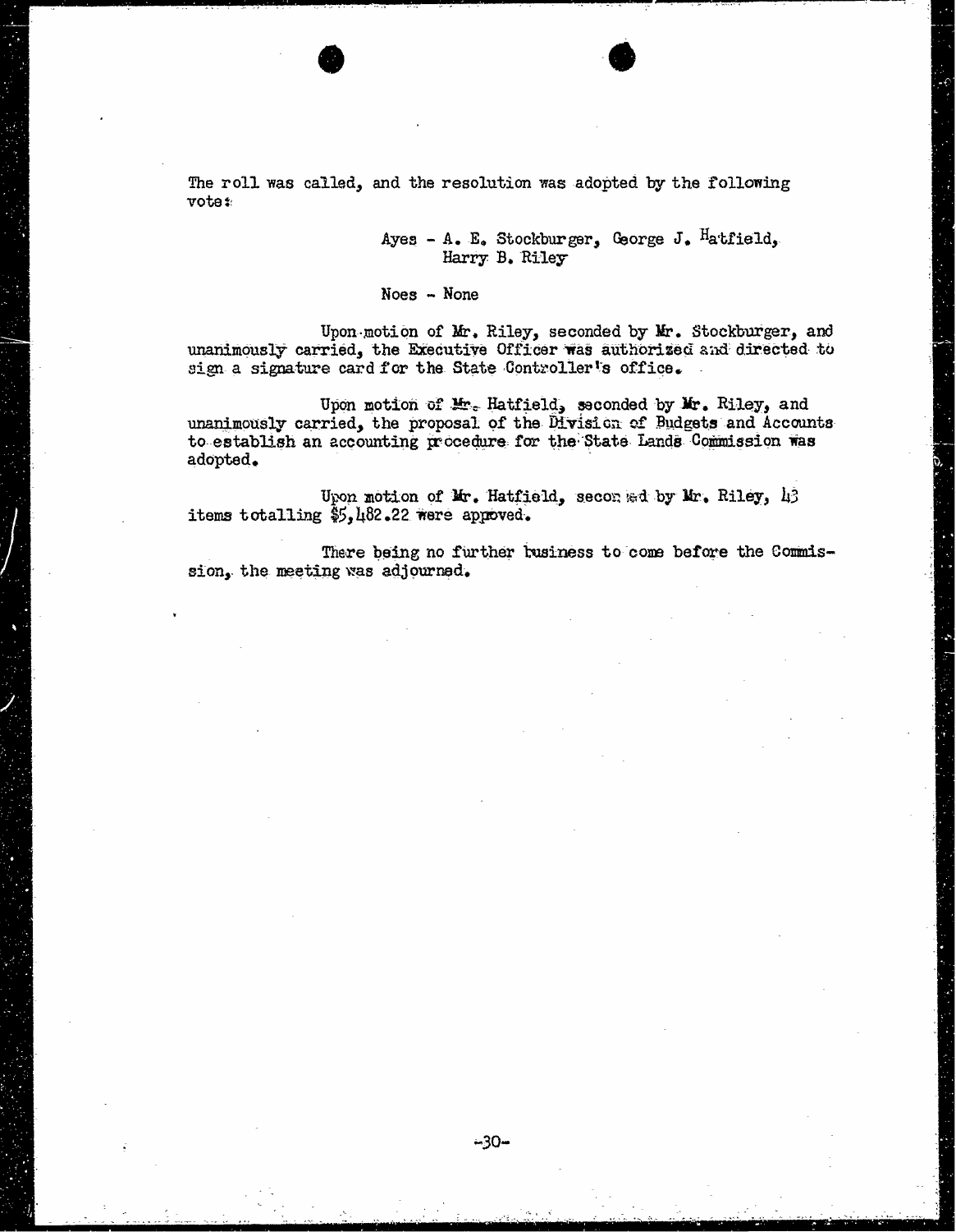The roll was called, and the resolution was adopted by the following vote:

Ayes - A. E. Stockburger, George J. Hatfield, Harry B. Riley

Noes - None

Upon motion of Mr. Riley, seconded by Mr. Stockburger, and unanimously carried, the Executive Officer was authorized and directed to sign a signature card for the State Controller's office.

Upon motion of Mr. Hatfield, seconded by Mr. Riley, and unanimously carried, the proposal of the Division of Budgets and Accounts to establish an accounting procedure for the State Lands Commission was adopted.

Upon motion of Mr. Hatfield, seconded by Mr. Riley, 43 items totalling $5,482.22 were approved.

There being no further business to come before the Commission, the meeting was adjourned.